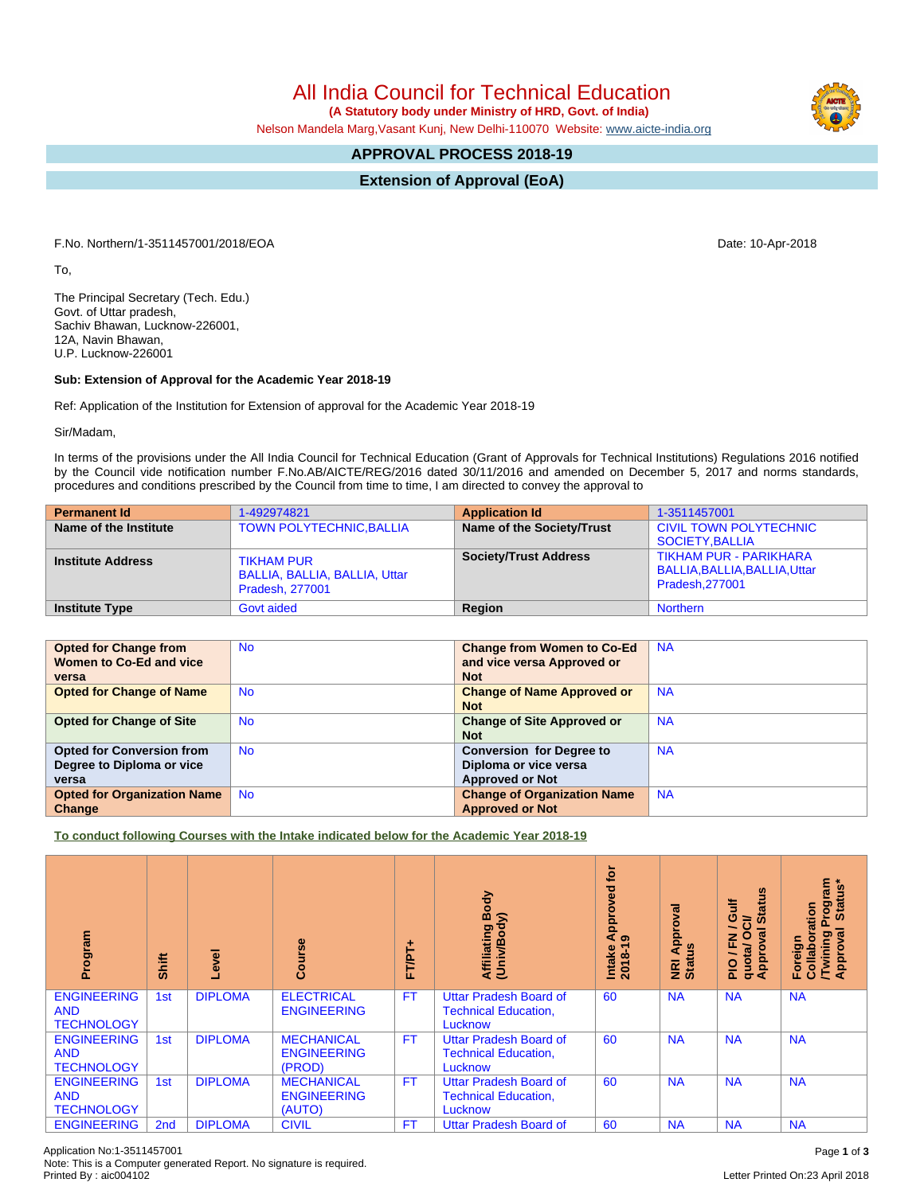# All India Council for Technical Education

**(A Statutory body under Ministry of HRD, Govt. of India)**

Nelson Mandela Marg,Vasant Kunj, New Delhi-110070 Website: www.aicte-india.org

## APPROVAL PROCESS 2018-19

## Extension of Approval (EoA)

F.No. Northern/1-3511457001/2018/EOA

Date: 10-Apr-2018

To,

The Principal Secretary (Tech. Edu.)
Govt. of Uttar pradesh,
Sachiv Bhawan, Lucknow-226001,
12A, Navin Bhawan,
U.P. Lucknow-226001

**Sub: Extension of Approval for the Academic Year 2018-19**

Ref: Application of the Institution for Extension of approval for the Academic Year 2018-19

Sir/Madam,

In terms of the provisions under the All India Council for Technical Education (Grant of Approvals for Technical Institutions) Regulations 2016 notified by the Council vide notification number F.No.AB/AICTE/REG/2016 dated 30/11/2016 and amended on December 5, 2017 and norms standards, procedures and conditions prescribed by the Council from time to time, I am directed to convey the approval to

| **Permanent Id** | 1-492974821 | **Application Id** | 1-3511457001 |
|---|---|---|---|
| **Name of the Institute** | TOWN POLYTECHNIC,BALLIA | **Name of the Society/Trust** | CIVIL TOWN POLYTECHNIC SOCIETY,BALLIA |
| **Institute Address** | TIKHAM PUR BALLIA, BALLIA, BALLIA, Uttar Pradesh, 277001 | **Society/Trust Address** | TIKHAM PUR - PARIKHARA BALLIA,BALLIA,BALLIA,Uttar Pradesh,277001 |
| **Institute Type** | Govt aided | **Region** | Northern |

| **Opted for Change from Women to Co-Ed and vice versa** | No | **Change from Women to Co-Ed and vice versa Approved or Not** | NA |
|---|---|---|---|
| **Opted for Change of Name** | No | **Change of Name Approved or Not** | NA |
| **Opted for Change of Site** | No | **Change of Site Approved or Not** | NA |
| **Opted for Conversion from Degree to Diploma or vice versa** | No | **Conversion for Degree to Diploma or vice versa Approved or Not** | NA |
| **Opted for Organization Name Change** | No | **Change of Organization Name Approved or Not** | NA |

**To conduct following Courses with the Intake indicated below for the Academic Year 2018-19**

| Program | Shift | Level | Course | FT/PT+ | Affiliating Body (Univ/Body) | Intake Approved for 2018-19 | NRI Approval Status | PIO / FN / Gulf quota/ OCI/ Approval Status | Foreign Collaboration /Twining Program Approval Status* |
|---|---|---|---|---|---|---|---|---|---|
| ENGINEERING AND TECHNOLOGY | 1st | DIPLOMA | ELECTRICAL ENGINEERING | FT | Uttar Pradesh Board of Technical Education, Lucknow | 60 | NA | NA | NA |
| ENGINEERING AND TECHNOLOGY | 1st | DIPLOMA | MECHANICAL ENGINEERING (PROD) | FT | Uttar Pradesh Board of Technical Education, Lucknow | 60 | NA | NA | NA |
| ENGINEERING AND TECHNOLOGY | 1st | DIPLOMA | MECHANICAL ENGINEERING (AUTO) | FT | Uttar Pradesh Board of Technical Education, Lucknow | 60 | NA | NA | NA |
| ENGINEERING | 2nd | DIPLOMA | CIVIL | FT | Uttar Pradesh Board of | 60 | NA | NA | NA |

Application No:1-3511457001
Note: This is a Computer generated Report. No signature is required.
Printed By : aic004102

Letter Printed On:23 April 2018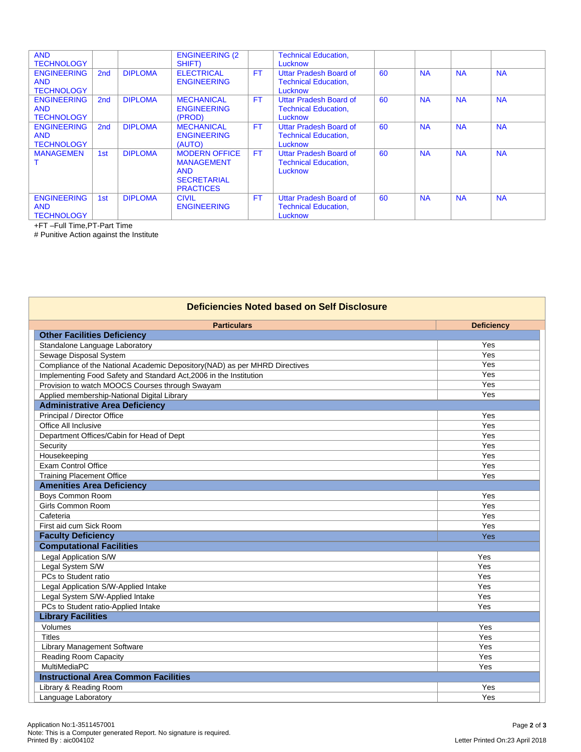| | | | | | | | | | |
|---|---|---|---|---|---|---|---|---|---|
| AND TECHNOLOGY | | | ENGINEERING (2 SHIFT) | | Technical Education, Lucknow | | | | |
| ENGINEERING AND TECHNOLOGY | 2nd | DIPLOMA | ELECTRICAL ENGINEERING | FT | Uttar Pradesh Board of Technical Education, Lucknow | 60 | NA | NA | NA |
| ENGINEERING AND TECHNOLOGY | 2nd | DIPLOMA | MECHANICAL ENGINEERING (PROD) | FT | Uttar Pradesh Board of Technical Education, Lucknow | 60 | NA | NA | NA |
| ENGINEERING AND TECHNOLOGY | 2nd | DIPLOMA | MECHANICAL ENGINEERING (AUTO) | FT | Uttar Pradesh Board of Technical Education, Lucknow | 60 | NA | NA | NA |
| MANAGEMENT | 1st | DIPLOMA | MODERN OFFICE MANAGEMENT AND SECRETARIAL PRACTICES | FT | Uttar Pradesh Board of Technical Education, Lucknow | 60 | NA | NA | NA |
| ENGINEERING AND TECHNOLOGY | 1st | DIPLOMA | CIVIL ENGINEERING | FT | Uttar Pradesh Board of Technical Education, Lucknow | 60 | NA | NA | NA |

+FT –Full Time,PT-Part Time

# Punitive Action against the Institute

## Deficiencies Noted based on Self Disclosure

| Particulars | Deficiency |
|---|---|
| **Other Facilities Deficiency** | |
| Standalone Language Laboratory | Yes |
| Sewage Disposal System | Yes |
| Compliance of the National Academic Depository(NAD) as per MHRD Directives | Yes |
| Implementing Food Safety and Standard Act,2006 in the Institution | Yes |
| Provision to watch MOOCS Courses through Swayam | Yes |
| Applied membership-National Digital Library | Yes |
| **Administrative Area Deficiency** | |
| Principal / Director Office | Yes |
| Office All Inclusive | Yes |
| Department Offices/Cabin for Head of Dept | Yes |
| Security | Yes |
| Housekeeping | Yes |
| Exam Control Office | Yes |
| Training Placement Office | Yes |
| **Amenities Area Deficiency** | |
| Boys Common Room | Yes |
| Girls Common Room | Yes |
| Cafeteria | Yes |
| First aid cum Sick Room | Yes |
| **Faculty Deficiency** | Yes |
| **Computational Facilities** | |
| Legal Application S/W | Yes |
| Legal System S/W | Yes |
| PCs to Student ratio | Yes |
| Legal Application S/W-Applied Intake | Yes |
| Legal System S/W-Applied Intake | Yes |
| PCs to Student ratio-Applied Intake | Yes |
| **Library Facilities** | |
| Volumes | Yes |
| Titles | Yes |
| Library Management Software | Yes |
| Reading Room Capacity | Yes |
| MultiMediaPC | Yes |
| **Instructional Area Common Facilities** | |
| Library & Reading Room | Yes |
| Language Laboratory | Yes |

Application No:1-3511457001
Note: This is a Computer generated Report. No signature is required.
Printed By : aic004102

Letter Printed On:23 April 2018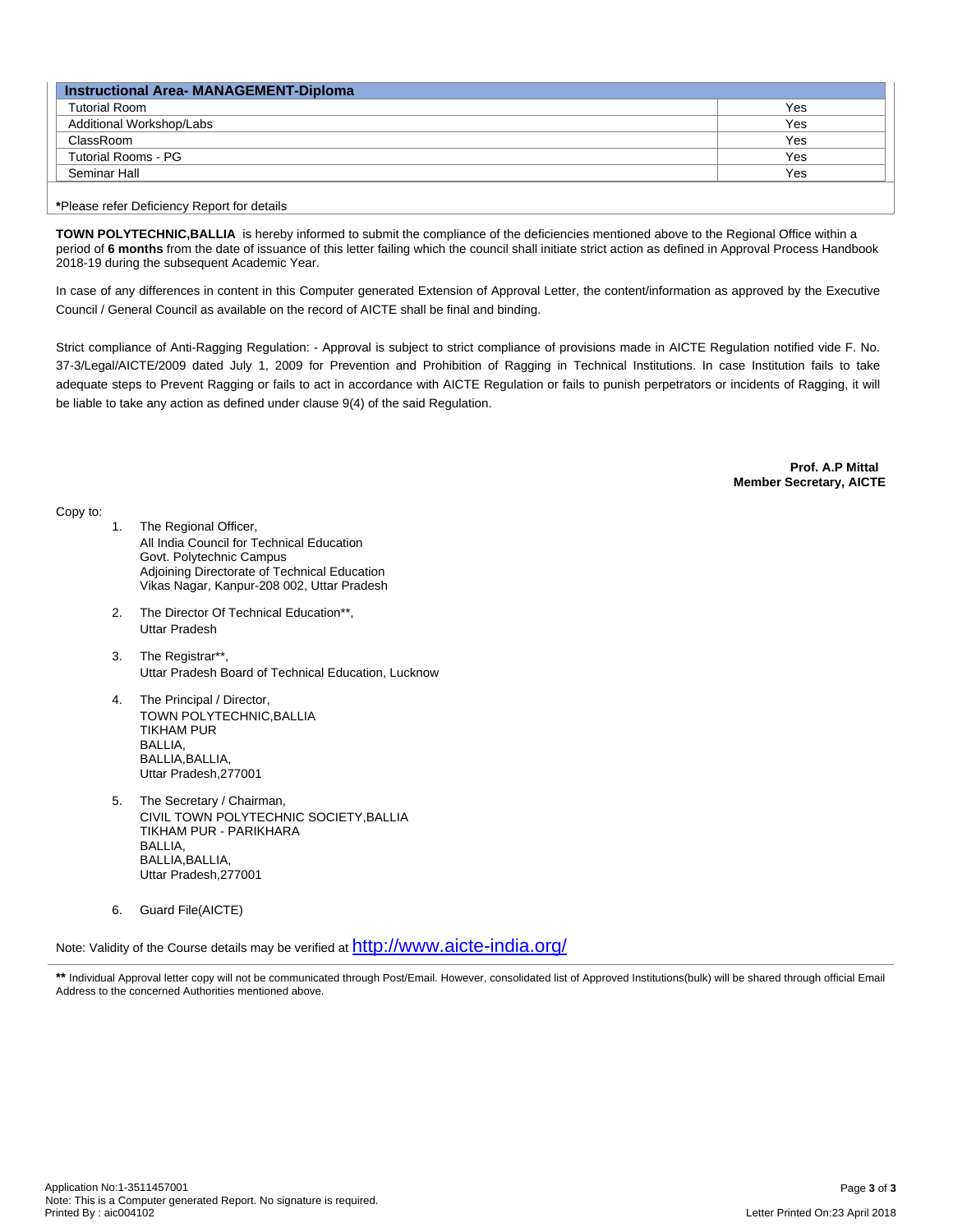| Instructional Area- MANAGEMENT-Diploma | |
|---|---|
| Tutorial Room | Yes |
| Additional Workshop/Labs | Yes |
| ClassRoom | Yes |
| Tutorial Rooms - PG | Yes |
| Seminar Hall | Yes |

***Please refer Deficiency Report for details**

**TOWN POLYTECHNIC,BALLIA** is hereby informed to submit the compliance of the deficiencies mentioned above to the Regional Office within a period of **6 months** from the date of issuance of this letter failing which the council shall initiate strict action as defined in Approval Process Handbook 2018-19 during the subsequent Academic Year.

In case of any differences in content in this Computer generated Extension of Approval Letter, the content/information as approved by the Executive Council / General Council as available on the record of AICTE shall be final and binding.

Strict compliance of Anti-Ragging Regulation: - Approval is subject to strict compliance of provisions made in AICTE Regulation notified vide F. No. 37-3/Legal/AICTE/2009 dated July 1, 2009 for Prevention and Prohibition of Ragging in Technical Institutions. In case Institution fails to take adequate steps to Prevent Ragging or fails to act in accordance with AICTE Regulation or fails to punish perpetrators or incidents of Ragging, it will be liable to take any action as defined under clause 9(4) of the said Regulation.

**Prof. A.P Mittal**
**Member Secretary, AICTE**

Copy to:

1. The Regional Officer,
   All India Council for Technical Education
   Govt. Polytechnic Campus
   Adjoining Directorate of Technical Education
   Vikas Nagar, Kanpur-208 002, Uttar Pradesh

2. The Director Of Technical Education**,
   Uttar Pradesh

3. The Registrar**,
   Uttar Pradesh Board of Technical Education, Lucknow

4. The Principal / Director,
   TOWN POLYTECHNIC,BALLIA
   TIKHAM PUR
   BALLIA,
   BALLIA,BALLIA,
   Uttar Pradesh,277001

5. The Secretary / Chairman,
   CIVIL TOWN POLYTECHNIC SOCIETY,BALLIA
   TIKHAM PUR - PARIKHARA
   BALLIA,
   BALLIA,BALLIA,
   Uttar Pradesh,277001

6. Guard File(AICTE)

Note: Validity of the Course details may be verified at http://www.aicte-india.org/

** Individual Approval letter copy will not be communicated through Post/Email. However, consolidated list of Approved Institutions(bulk) will be shared through official Email Address to the concerned Authorities mentioned above.

Application No:1-3511457001
Note: This is a Computer generated Report. No signature is required.
Printed By : aic004102

Letter Printed On:23 April 2018